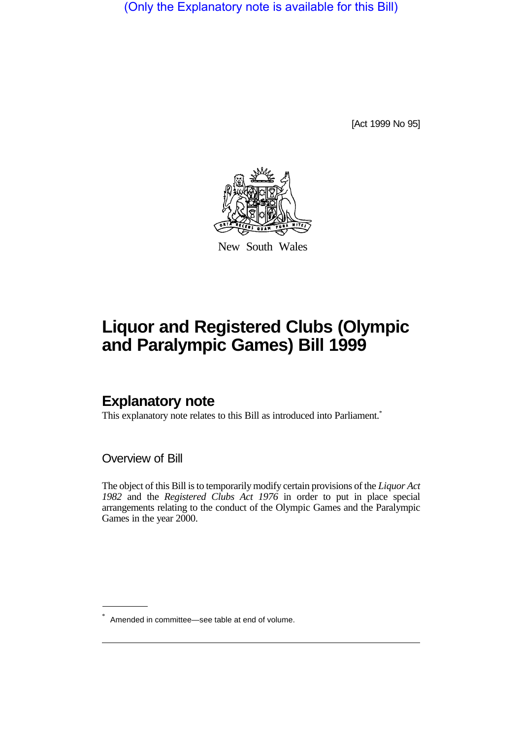(Only the Explanatory note is available for this Bill)

[Act 1999 No 95]

New South Wales

# Liquor and Registered Clubs (Olympic and Paralympic Games) Bill 1999

## Explanatory note

This explanatory note relates to this Bill as introduced into Parliament.*

### Overview of Bill

The object of this Bill is to temporarily modify certain provisions of the *Liquor Act 1982* and the *Registered Clubs Act 1976* in order to put in place special arrangements relating to the conduct of the Olympic Games and the Paralympic Games in the year 2000.

---

* Amended in committee—see table at end of volume.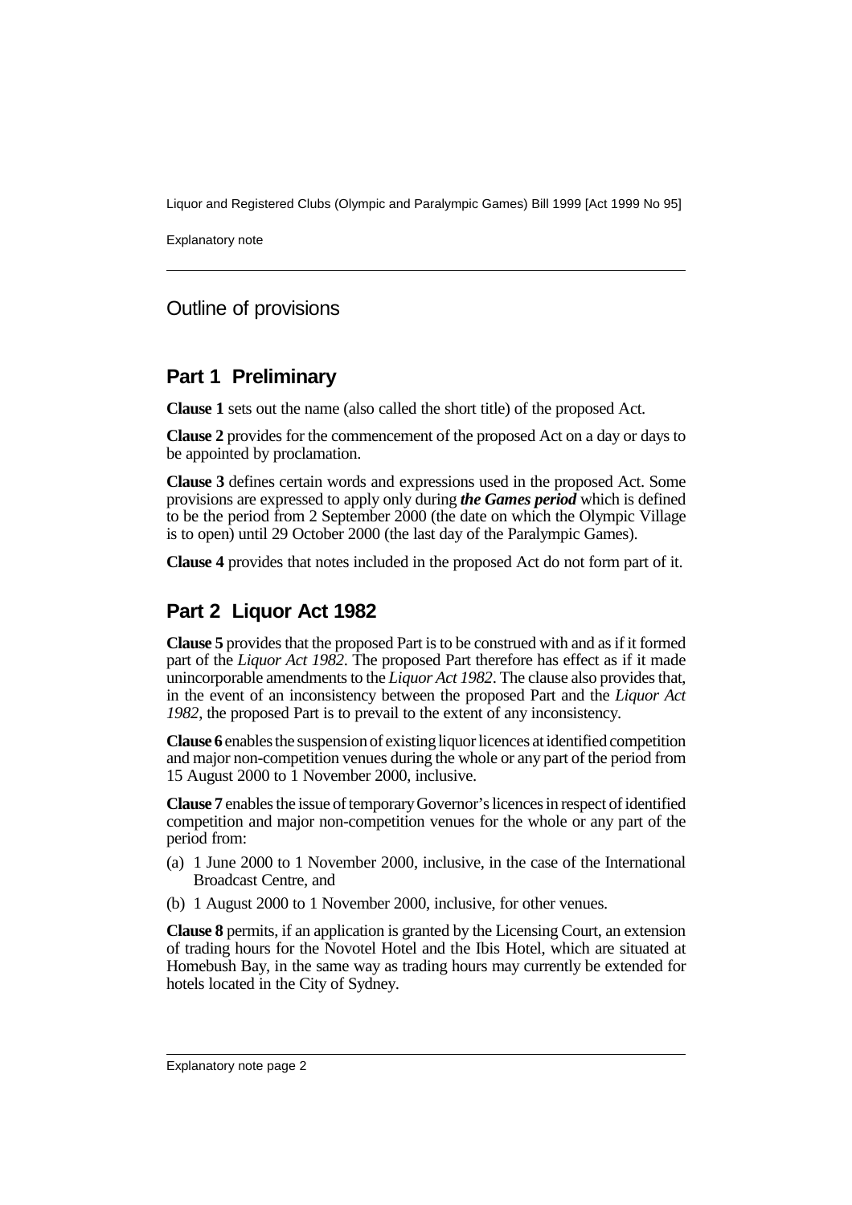## Outline of provisions

### Part 1 Preliminary

**Clause 1** sets out the name (also called the short title) of the proposed Act.

**Clause 2** provides for the commencement of the proposed Act on a day or days to be appointed by proclamation.

**Clause 3** defines certain words and expressions used in the proposed Act. Some provisions are expressed to apply only during ***the Games period*** which is defined to be the period from 2 September 2000 (the date on which the Olympic Village is to open) until 29 October 2000 (the last day of the Paralympic Games).

**Clause 4** provides that notes included in the proposed Act do not form part of it.

### Part 2 Liquor Act 1982

**Clause 5** provides that the proposed Part is to be construed with and as if it formed part of the *Liquor Act 1982*. The proposed Part therefore has effect as if it made unincorporable amendments to the *Liquor Act 1982*. The clause also provides that, in the event of an inconsistency between the proposed Part and the *Liquor Act 1982*, the proposed Part is to prevail to the extent of any inconsistency.

**Clause 6** enables the suspension of existing liquor licences at identified competition and major non-competition venues during the whole or any part of the period from 15 August 2000 to 1 November 2000, inclusive.

**Clause 7** enables the issue of temporary Governor's licences in respect of identified competition and major non-competition venues for the whole or any part of the period from:

(a) 1 June 2000 to 1 November 2000, inclusive, in the case of the International Broadcast Centre, and

(b) 1 August 2000 to 1 November 2000, inclusive, for other venues.

**Clause 8** permits, if an application is granted by the Licensing Court, an extension of trading hours for the Novotel Hotel and the Ibis Hotel, which are situated at Homebush Bay, in the same way as trading hours may currently be extended for hotels located in the City of Sydney.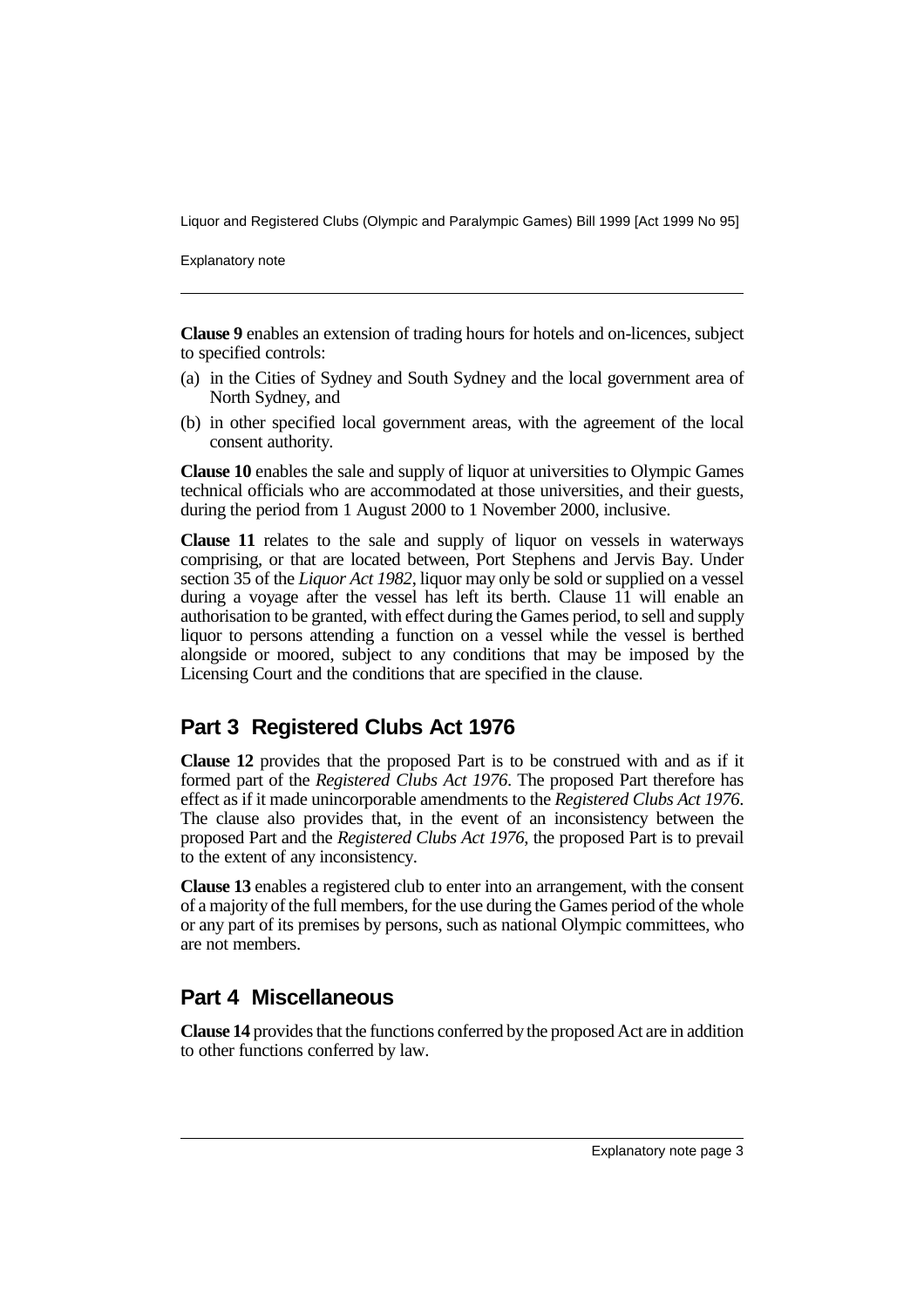**Clause 9** enables an extension of trading hours for hotels and on-licences, subject to specified controls:

(a) in the Cities of Sydney and South Sydney and the local government area of North Sydney, and

(b) in other specified local government areas, with the agreement of the local consent authority.

**Clause 10** enables the sale and supply of liquor at universities to Olympic Games technical officials who are accommodated at those universities, and their guests, during the period from 1 August 2000 to 1 November 2000, inclusive.

**Clause 11** relates to the sale and supply of liquor on vessels in waterways comprising, or that are located between, Port Stephens and Jervis Bay. Under section 35 of the *Liquor Act 1982*, liquor may only be sold or supplied on a vessel during a voyage after the vessel has left its berth. Clause 11 will enable an authorisation to be granted, with effect during the Games period, to sell and supply liquor to persons attending a function on a vessel while the vessel is berthed alongside or moored, subject to any conditions that may be imposed by the Licensing Court and the conditions that are specified in the clause.

## Part 3 Registered Clubs Act 1976

**Clause 12** provides that the proposed Part is to be construed with and as if it formed part of the *Registered Clubs Act 1976*. The proposed Part therefore has effect as if it made unincorporable amendments to the *Registered Clubs Act 1976*. The clause also provides that, in the event of an inconsistency between the proposed Part and the *Registered Clubs Act 1976*, the proposed Part is to prevail to the extent of any inconsistency.

**Clause 13** enables a registered club to enter into an arrangement, with the consent of a majority of the full members, for the use during the Games period of the whole or any part of its premises by persons, such as national Olympic committees, who are not members.

## Part 4 Miscellaneous

**Clause 14** provides that the functions conferred by the proposed Act are in addition to other functions conferred by law.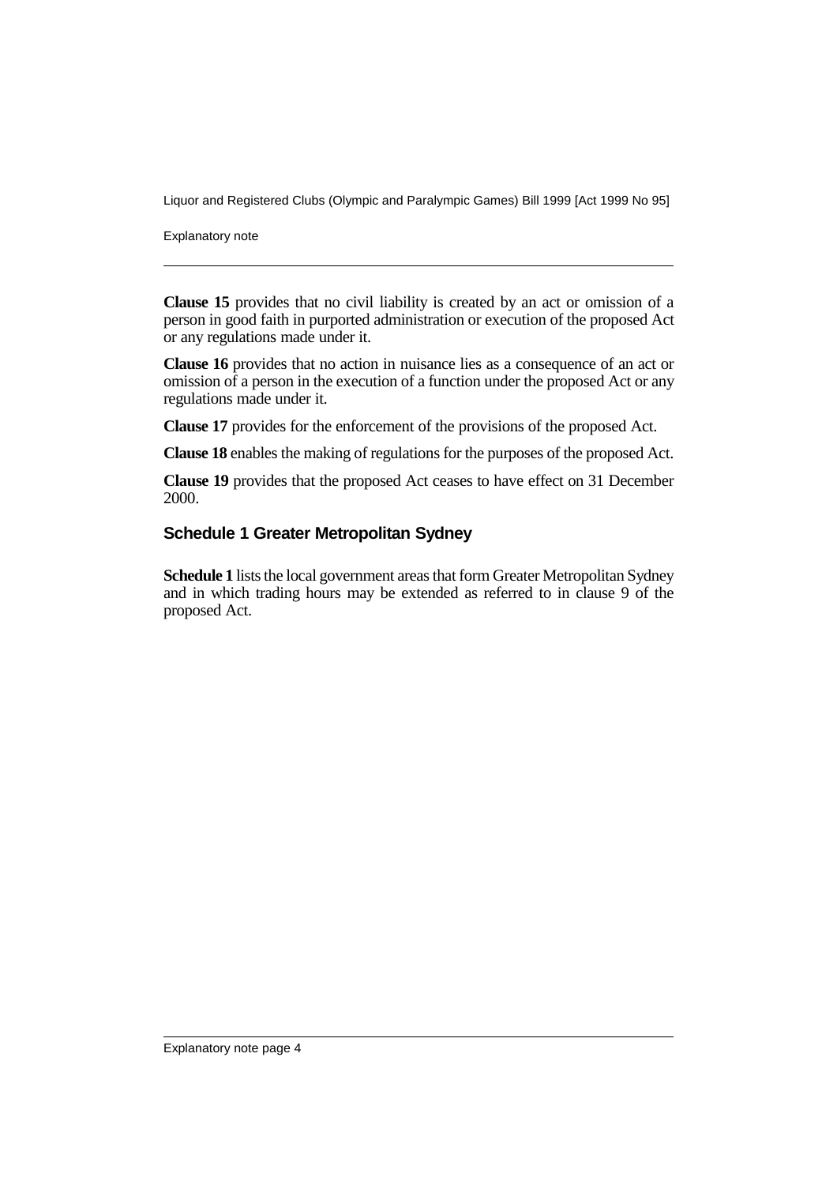**Clause 15** provides that no civil liability is created by an act or omission of a person in good faith in purported administration or execution of the proposed Act or any regulations made under it.

**Clause 16** provides that no action in nuisance lies as a consequence of an act or omission of a person in the execution of a function under the proposed Act or any regulations made under it.

**Clause 17** provides for the enforcement of the provisions of the proposed Act.

**Clause 18** enables the making of regulations for the purposes of the proposed Act.

**Clause 19** provides that the proposed Act ceases to have effect on 31 December 2000.

## Schedule 1 Greater Metropolitan Sydney

**Schedule 1** lists the local government areas that form Greater Metropolitan Sydney and in which trading hours may be extended as referred to in clause 9 of the proposed Act.